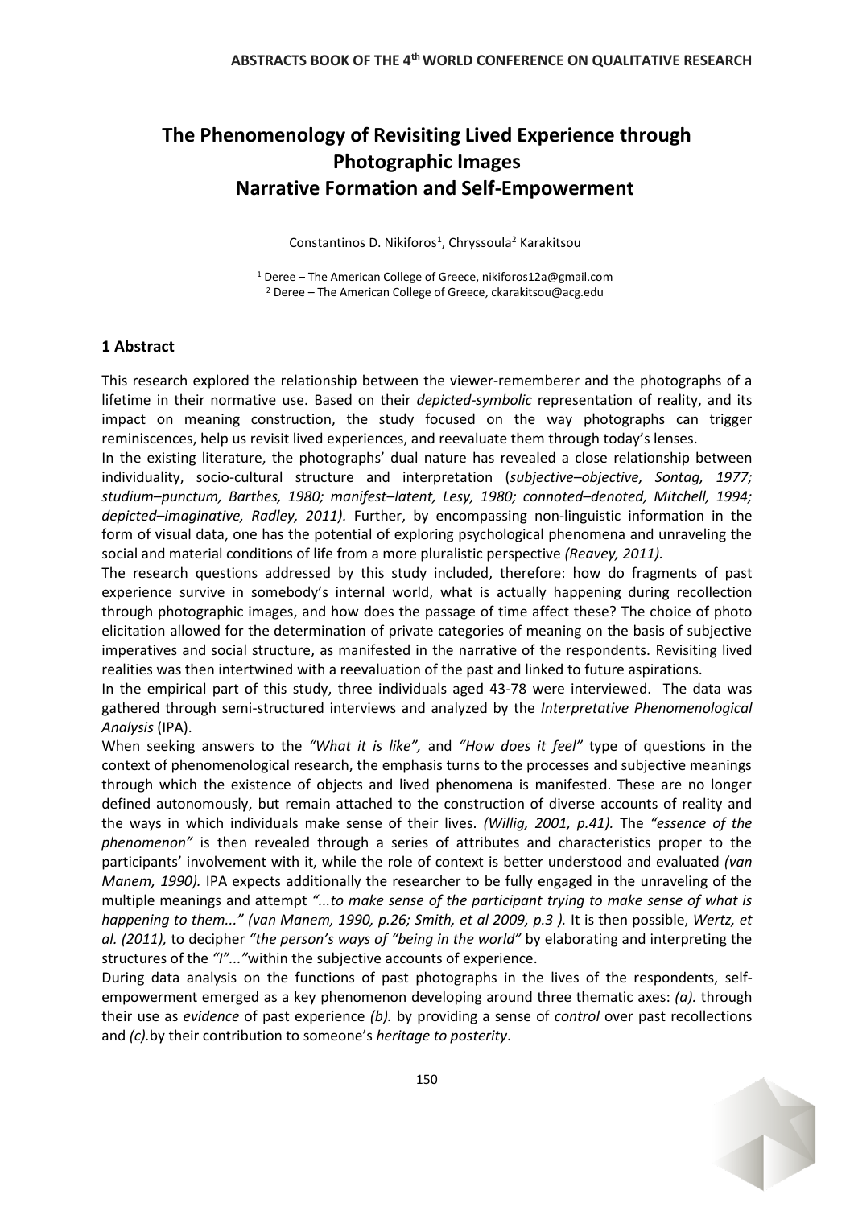# The Phenomenology of Revisiting Lived Experience through Photographic Images Narrative Formation and Self-Empowerment

Constantinos D. Nikiforos[1], Chryssoula[2] Karakitsou

[1] Deree – The American College of Greece, nikiforos12a@gmail.com
[2] Deree – The American College of Greece, ckarakitsou@acg.edu

## 1 Abstract

This research explored the relationship between the viewer-rememberer and the photographs of a lifetime in their normative use. Based on their *depicted-symbolic* representation of reality, and its impact on meaning construction, the study focused on the way photographs can trigger reminiscences, help us revisit lived experiences, and reevaluate them through today's lenses.

In the existing literature, the photographs' dual nature has revealed a close relationship between individuality, socio-cultural structure and interpretation (*subjective–objective, Sontag, 1977; studium–punctum, Barthes, 1980; manifest–latent, Lesy, 1980; connoted–denoted, Mitchell, 1994; depicted–imaginative, Radley, 2011)*. Further, by encompassing non-linguistic information in the form of visual data, one has the potential of exploring psychological phenomena and unraveling the social and material conditions of life from a more pluralistic perspective *(Reavey, 2011).*

The research questions addressed by this study included, therefore: how do fragments of past experience survive in somebody's internal world, what is actually happening during recollection through photographic images, and how does the passage of time affect these? The choice of photo elicitation allowed for the determination of private categories of meaning on the basis of subjective imperatives and social structure, as manifested in the narrative of the respondents. Revisiting lived realities was then intertwined with a reevaluation of the past and linked to future aspirations.

In the empirical part of this study, three individuals aged 43-78 were interviewed. The data was gathered through semi-structured interviews and analyzed by the *Interpretative Phenomenological Analysis* (IPA).

When seeking answers to the *"What it is like",* and *"How does it feel"* type of questions in the context of phenomenological research, the emphasis turns to the processes and subjective meanings through which the existence of objects and lived phenomena is manifested. These are no longer defined autonomously, but remain attached to the construction of diverse accounts of reality and the ways in which individuals make sense of their lives. *(Willig, 2001, p.41).* The *"essence of the phenomenon"* is then revealed through a series of attributes and characteristics proper to the participants' involvement with it, while the role of context is better understood and evaluated *(van Manem, 1990).* IPA expects additionally the researcher to be fully engaged in the unraveling of the multiple meanings and attempt *"...to make sense of the participant trying to make sense of what is happening to them..." (van Manem, 1990, p.26; Smith, et al 2009, p.3 ).* It is then possible, *Wertz, et al. (2011),* to decipher *"the person's ways of "being in the world"* by elaborating and interpreting the structures of the *"I"..."*within the subjective accounts of experience.

During data analysis on the functions of past photographs in the lives of the respondents, self-empowerment emerged as a key phenomenon developing around three thematic axes: *(a).* through their use as *evidence* of past experience *(b).* by providing a sense of *control* over past recollections and *(c).*by their contribution to someone's *heritage to posterity*.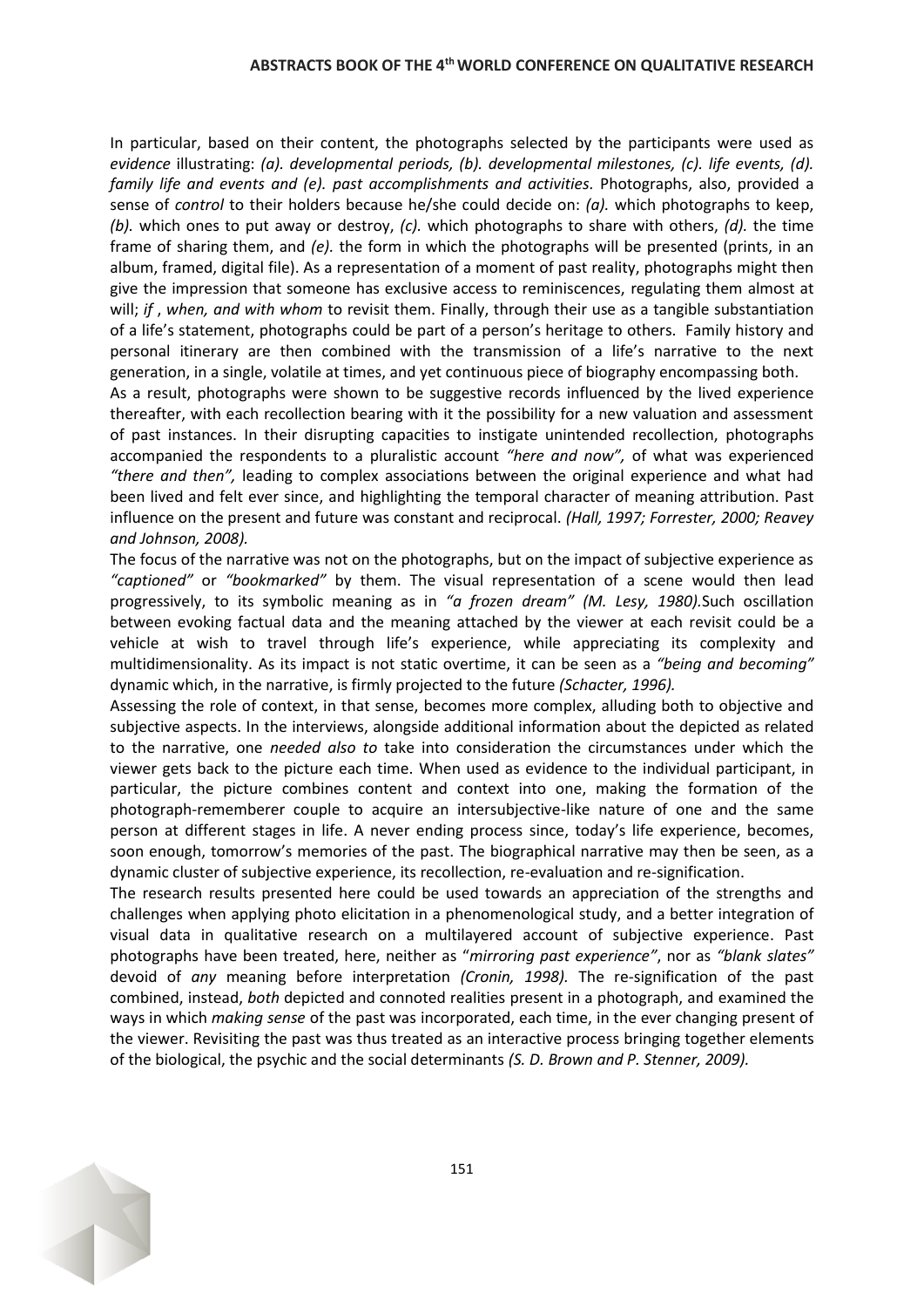In particular, based on their content, the photographs selected by the participants were used as *evidence* illustrating: *(a). developmental periods, (b). developmental milestones, (c). life events, (d). family life and events and (e). past accomplishments and activities.* Photographs, also, provided a sense of *control* to their holders because he/she could decide on: *(a).* which photographs to keep, *(b).* which ones to put away or destroy, *(c).* which photographs to share with others, *(d).* the time frame of sharing them, and *(e).* the form in which the photographs will be presented (prints, in an album, framed, digital file). As a representation of a moment of past reality, photographs might then give the impression that someone has exclusive access to reminiscences, regulating them almost at will; *if , when, and with whom* to revisit them. Finally, through their use as a tangible substantiation of a life's statement, photographs could be part of a person's heritage to others. Family history and personal itinerary are then combined with the transmission of a life's narrative to the next generation, in a single, volatile at times, and yet continuous piece of biography encompassing both.

As a result, photographs were shown to be suggestive records influenced by the lived experience thereafter, with each recollection bearing with it the possibility for a new valuation and assessment of past instances. In their disrupting capacities to instigate unintended recollection, photographs accompanied the respondents to a pluralistic account *"here and now",* of what was experienced *"there and then",* leading to complex associations between the original experience and what had been lived and felt ever since, and highlighting the temporal character of meaning attribution. Past influence on the present and future was constant and reciprocal. *(Hall, 1997; Forrester, 2000; Reavey and Johnson, 2008).*

The focus of the narrative was not on the photographs, but on the impact of subjective experience as *"captioned"* or *"bookmarked"* by them. The visual representation of a scene would then lead progressively, to its symbolic meaning as in *"a frozen dream" (M. Lesy, 1980).*Such oscillation between evoking factual data and the meaning attached by the viewer at each revisit could be a vehicle at wish to travel through life's experience, while appreciating its complexity and multidimensionality. As its impact is not static overtime, it can be seen as a *"being and becoming"* dynamic which, in the narrative, is firmly projected to the future *(Schacter, 1996).*

Assessing the role of context, in that sense, becomes more complex, alluding both to objective and subjective aspects. In the interviews, alongside additional information about the depicted as related to the narrative, one *needed also to* take into consideration the circumstances under which the viewer gets back to the picture each time. When used as evidence to the individual participant, in particular, the picture combines content and context into one, making the formation of the photograph-rememberer couple to acquire an intersubjective-like nature of one and the same person at different stages in life. A never ending process since, today's life experience, becomes, soon enough, tomorrow's memories of the past. The biographical narrative may then be seen, as a dynamic cluster of subjective experience, its recollection, re-evaluation and re-signification.

The research results presented here could be used towards an appreciation of the strengths and challenges when applying photo elicitation in a phenomenological study, and a better integration of visual data in qualitative research on a multilayered account of subjective experience. Past photographs have been treated, here, neither as "*mirroring past experience"*, nor as *"blank slates"* devoid of *any* meaning before interpretation *(Cronin, 1998).* The re-signification of the past combined, instead, *both* depicted and connoted realities present in a photograph, and examined the ways in which *making sense* of the past was incorporated, each time, in the ever changing present of the viewer. Revisiting the past was thus treated as an interactive process bringing together elements of the biological, the psychic and the social determinants *(S. D. Brown and P. Stenner, 2009).*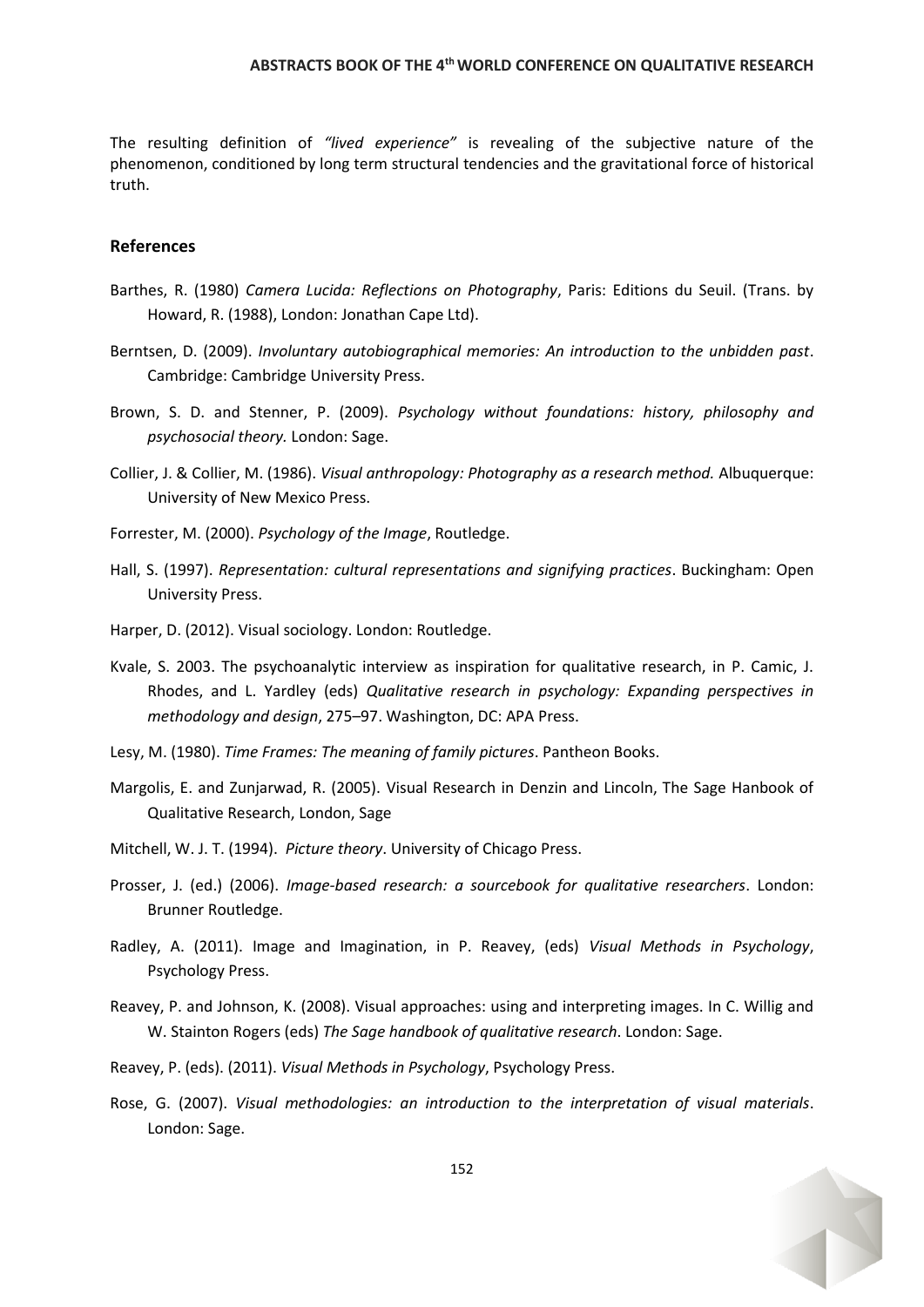The resulting definition of *"lived experience"* is revealing of the subjective nature of the phenomenon, conditioned by long term structural tendencies and the gravitational force of historical truth.

### References

Barthes, R. (1980) *Camera Lucida: Reflections on Photography*, Paris: Editions du Seuil. (Trans. by Howard, R. (1988), London: Jonathan Cape Ltd).

Berntsen, D. (2009). *Involuntary autobiographical memories: An introduction to the unbidden past*. Cambridge: Cambridge University Press.

Brown, S. D. and Stenner, P. (2009). *Psychology without foundations: history, philosophy and psychosocial theory.* London: Sage.

Collier, J. & Collier, M. (1986). *Visual anthropology: Photography as a research method.* Albuquerque: University of New Mexico Press.

Forrester, M. (2000). *Psychology of the Image*, Routledge.

Hall, S. (1997). *Representation: cultural representations and signifying practices*. Buckingham: Open University Press.

Harper, D. (2012). Visual sociology. London: Routledge.

Kvale, S. 2003. The psychoanalytic interview as inspiration for qualitative research, in P. Camic, J. Rhodes, and L. Yardley (eds) *Qualitative research in psychology: Expanding perspectives in methodology and design*, 275–97. Washington, DC: APA Press.

Lesy, M. (1980). *Time Frames: The meaning of family pictures*. Pantheon Books.

Margolis, E. and Zunjarwad, R. (2005). Visual Research in Denzin and Lincoln, The Sage Hanbook of Qualitative Research, London, Sage

Mitchell, W. J. T. (1994). *Picture theory*. University of Chicago Press.

Prosser, J. (ed.) (2006). *Image-based research: a sourcebook for qualitative researchers*. London: Brunner Routledge.

Radley, A. (2011). Image and Imagination, in P. Reavey, (eds) *Visual Methods in Psychology*, Psychology Press.

Reavey, P. and Johnson, K. (2008). Visual approaches: using and interpreting images. In C. Willig and W. Stainton Rogers (eds) *The Sage handbook of qualitative research*. London: Sage.

Reavey, P. (eds). (2011). *Visual Methods in Psychology*, Psychology Press.

Rose, G. (2007). *Visual methodologies: an introduction to the interpretation of visual materials*. London: Sage.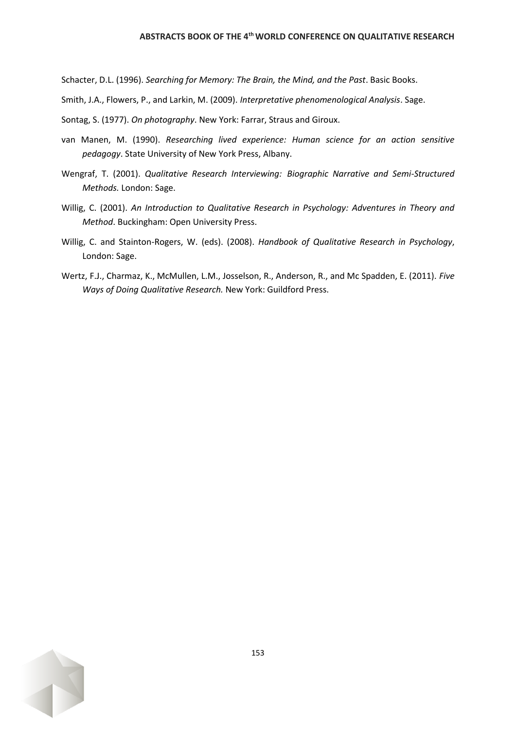Schacter, D.L. (1996). *Searching for Memory: The Brain, the Mind, and the Past*. Basic Books.

Smith, J.A., Flowers, P., and Larkin, M. (2009). *Interpretative phenomenological Analysis*. Sage.

Sontag, S. (1977). *On photography*. New York: Farrar, Straus and Giroux.

van Manen, M. (1990). *Researching lived experience: Human science for an action sensitive pedagogy*. State University of New York Press, Albany.

Wengraf, T. (2001). *Qualitative Research Interviewing: Biographic Narrative and Semi-Structured Methods.* London: Sage.

Willig, C. (2001). *An Introduction to Qualitative Research in Psychology: Adventures in Theory and Method*. Buckingham: Open University Press.

Willig, C. and Stainton-Rogers, W. (eds). (2008). *Handbook of Qualitative Research in Psychology*, London: Sage.

Wertz, F.J., Charmaz, K., McMullen, L.M., Josselson, R., Anderson, R., and Mc Spadden, E. (2011). *Five Ways of Doing Qualitative Research.* New York: Guildford Press.